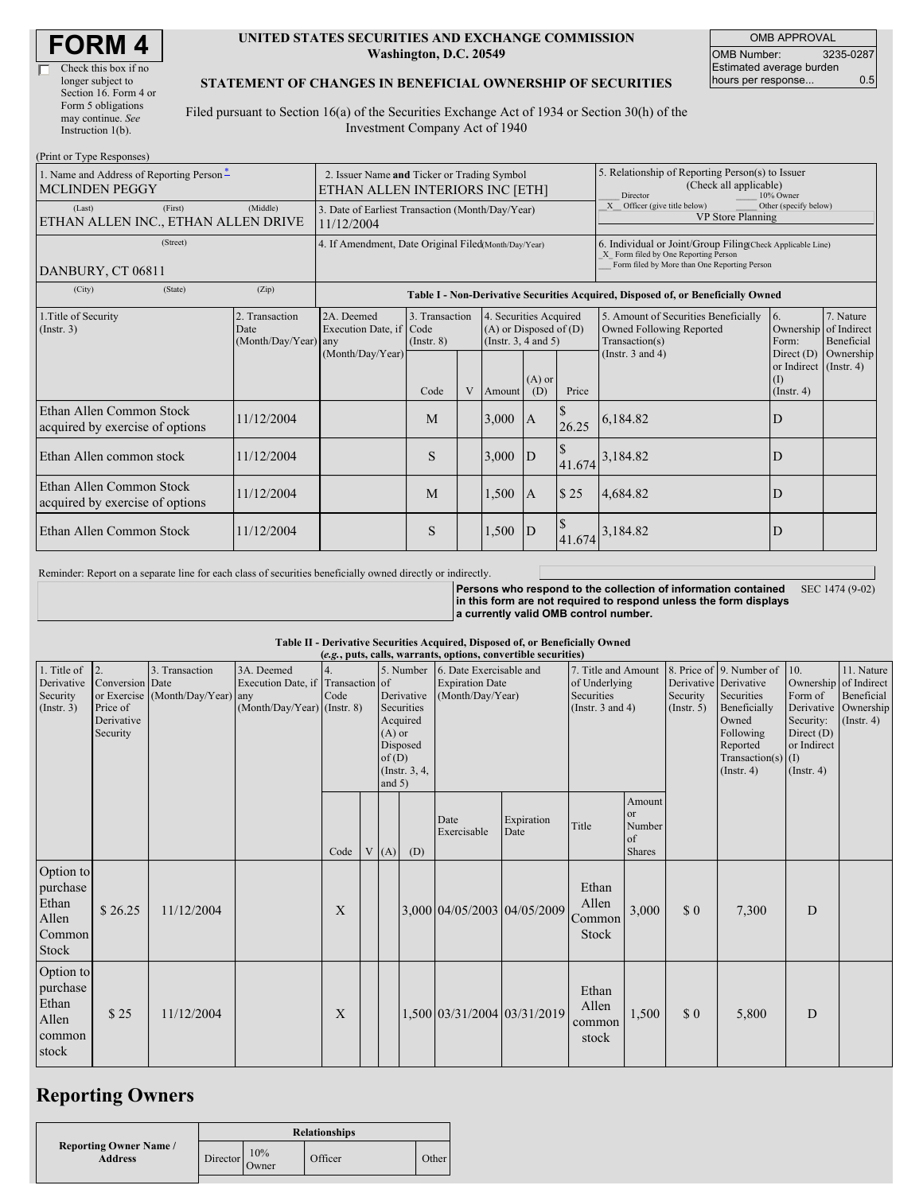# FORM 4

☐ Check this box if no longer subject to Section 16. Form 4 or Form 5 obligations may continue. *See* Instruction 1(b).

**UNITED STATES SECURITIES AND EXCHANGE COMMISSION**
**Washington, D.C. 20549**

**STATEMENT OF CHANGES IN BENEFICIAL OWNERSHIP OF SECURITIES**

Filed pursuant to Section 16(a) of the Securities Exchange Act of 1934 or Section 30(h) of the Investment Company Act of 1940

| OMB APPROVAL | |
|---|---|
| OMB Number: | 3235-0287 |
| Estimated average burden hours per response... | 0.5 |

(Print or Type Responses)

| 1. Name and Address of Reporting Person* | 2. Issuer Name and Ticker or Trading Symbol | 5. Relationship of Reporting Person(s) to Issuer (Check all applicable) |
|---|---|---|
| MCLINDEN PEGGY | ETHAN ALLEN INTERIORS INC [ETH] | ___ Director ___ 10% Owner |
| (Last) (First) (Middle) ETHAN ALLEN INC., ETHAN ALLEN DRIVE | 3. Date of Earliest Transaction (Month/Day/Year) 11/12/2004 | _X_ Officer (give title below) ___ Other (specify below) VP Store Planning |
| (Street) DANBURY, CT 06811 | 4. If Amendment, Date Original Filed (Month/Day/Year) | 6. Individual or Joint/Group Filing (Check Applicable Line) _X_ Form filed by One Reporting Person ___ Form filed by More than One Reporting Person |
| (City) (State) (Zip) | | |

**Table I - Non-Derivative Securities Acquired, Disposed of, or Beneficially Owned**

| 1.Title of Security (Instr. 3) | 2. Transaction Date (Month/Day/Year) | 2A. Deemed Execution Date, if any (Month/Day/Year) | 3. Transaction Code (Instr. 8) | | 4. Securities Acquired (A) or Disposed of (D) (Instr. 3, 4 and 5) | | | 5. Amount of Securities Beneficially Owned Following Reported Transaction(s) (Instr. 3 and 4) | 6. Ownership Form: Direct (D) or Indirect (I) (Instr. 4) | 7. Nature of Indirect Beneficial Ownership (Instr. 4) |
|---|---|---|---|---|---|---|---|---|---|---|
| | | | Code | V | Amount | (A) or (D) | Price | | | |
| Ethan Allen Common Stock acquired by exercise of options | 11/12/2004 | | M | | 3,000 | A | $ 26.25 | 6,184.82 | D | |
| Ethan Allen common stock | 11/12/2004 | | S | | 3,000 | D | $ 41.674 | 3,184.82 | D | |
| Ethan Allen Common Stock acquired by exercise of options | 11/12/2004 | | M | | 1,500 | A | $ 25 | 4,684.82 | D | |
| Ethan Allen Common Stock | 11/12/2004 | | S | | 1,500 | D | $ 41.674 | 3,184.82 | D | |

Reminder: Report on a separate line for each class of securities beneficially owned directly or indirectly.

**Persons who respond to the collection of information contained in this form are not required to respond unless the form displays a currently valid OMB control number.** SEC 1474 (9-02)

**Table II - Derivative Securities Acquired, Disposed of, or Beneficially Owned**
***(e.g.*, puts, calls, warrants, options, convertible securities)**

| 1. Title of Derivative Security (Instr. 3) | 2. Conversion or Exercise Price of Derivative Security | 3. Transaction Date (Month/Day/Year) | 3A. Deemed Execution Date, if any (Month/Day/Year) | 4. Transaction Code (Instr. 8) | | 5. Number of Derivative Securities Acquired (A) or Disposed of (D) (Instr. 3, 4, and 5) | | 6. Date Exercisable and Expiration Date (Month/Day/Year) | | 7. Title and Amount of Underlying Securities (Instr. 3 and 4) | | 8. Price of Derivative Security (Instr. 5) | 9. Number of Derivative Securities Beneficially Owned Following Reported Transaction(s) (Instr. 4) | 10. Ownership Form of Derivative Security: Direct (D) or Indirect (I) (Instr. 4) | 11. Nature of Indirect Beneficial Ownership (Instr. 4) |
|---|---|---|---|---|---|---|---|---|---|---|---|---|---|---|---|
| | | | | Code | V | (A) | (D) | Date Exercisable | Expiration Date | Title | Amount or Number of Shares | | | | |
| Option to purchase Ethan Allen Common Stock | $ 26.25 | 11/12/2004 | | X | | | 3,000 | 04/05/2003 | 04/05/2009 | Ethan Allen Common Stock | 3,000 | $ 0 | 7,300 | D | |
| Option to purchase Ethan Allen common stock | $ 25 | 11/12/2004 | | X | | | 1,500 | 03/31/2004 | 03/31/2019 | Ethan Allen common stock | 1,500 | $ 0 | 5,800 | D | |

## Reporting Owners

| Reporting Owner Name / Address | Relationships | | | |
|---|---|---|---|---|
| | Director | 10% Owner | Officer | Other |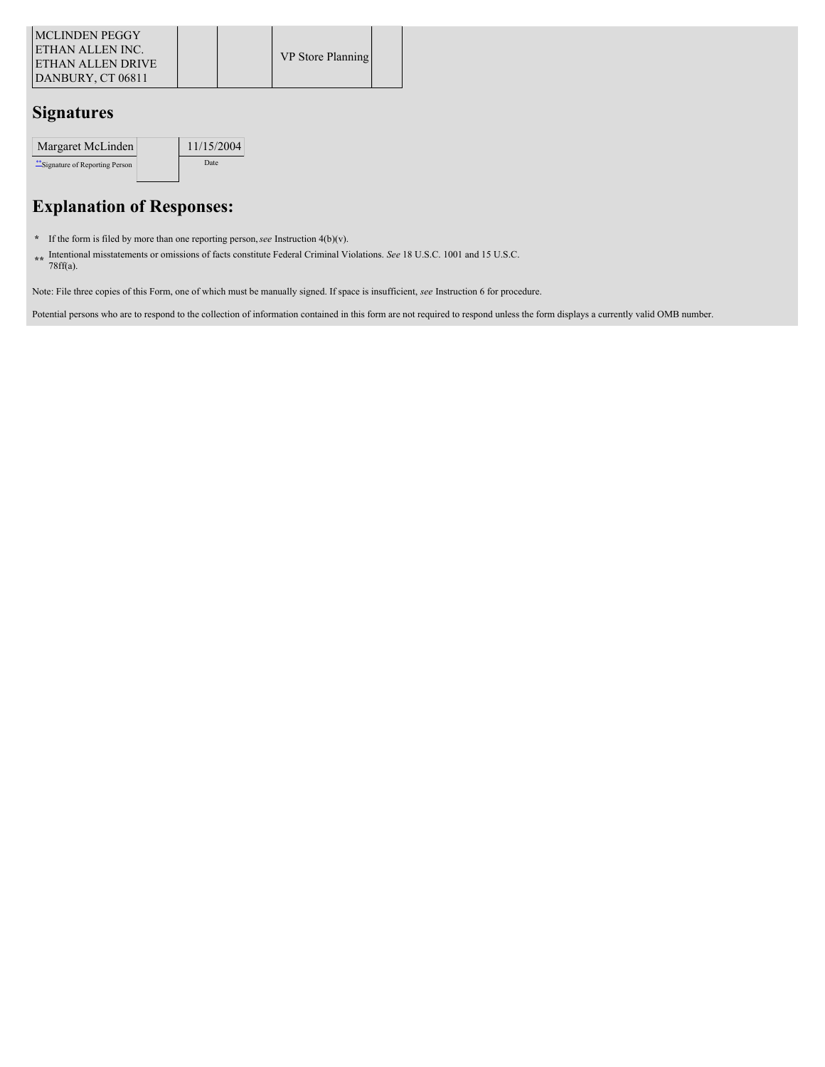| | | | | |
|---|---|---|---|---|
| MCLINDEN PEGGY<br>ETHAN ALLEN INC.<br>ETHAN ALLEN DRIVE<br>DANBURY, CT 06811 | | | VP Store Planning | |

## Signatures

| | | |
|---|---|---|
| Margaret McLinden | | 11/15/2004 |
| **Signature of Reporting Person | | Date |

## Explanation of Responses:

* If the form is filed by more than one reporting person, *see* Instruction 4(b)(v).

** Intentional misstatements or omissions of facts constitute Federal Criminal Violations. *See* 18 U.S.C. 1001 and 15 U.S.C. 78ff(a).

Note: File three copies of this Form, one of which must be manually signed. If space is insufficient, *see* Instruction 6 for procedure.

Potential persons who are to respond to the collection of information contained in this form are not required to respond unless the form displays a currently valid OMB number.